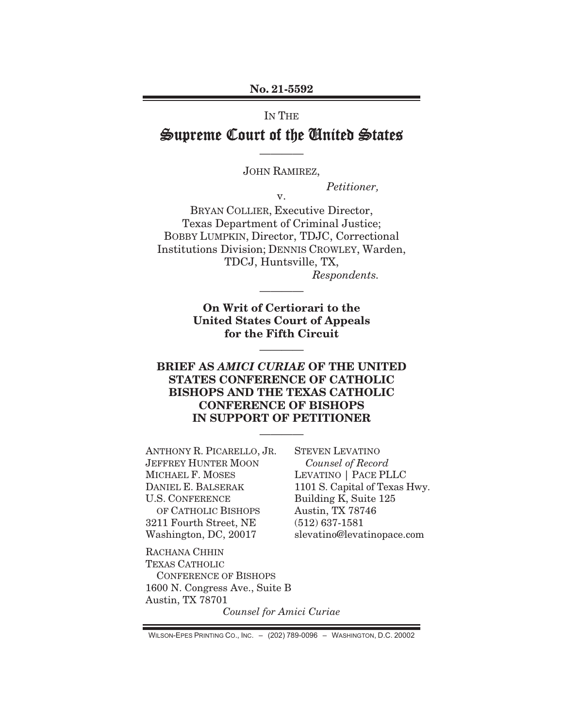**No. 21-5592**

IN THE

# Supreme Court of the United States

---

JOHN RAMIREZ,

*Petitioner,*

v.

BRYAN COLLIER, Executive Director, Texas Department of Criminal Justice; BOBBY LUMPKIN, Director, TDJC, Correctional Institutions Division; DENNIS CROWLEY, Warden, TDCJ, Huntsville, TX,

*Respondents.*

---

**On Writ of Certiorari to the United States Court of Appeals for the Fifth Circuit**

---

**BRIEF AS *AMICI CURIAE* OF THE UNITED STATES CONFERENCE OF CATHOLIC BISHOPS AND THE TEXAS CATHOLIC CONFERENCE OF BISHOPS IN SUPPORT OF PETITIONER**

---

ANTHONY R. PICARELLO, JR.
JEFFREY HUNTER MOON
MICHAEL F. MOSES
DANIEL E. BALSERAK
U.S. CONFERENCE OF CATHOLIC BISHOPS
3211 Fourth Street, NE
Washington, DC, 20017

STEVEN LEVATINO
*Counsel of Record*
LEVATINO | PACE PLLC
1101 S. Capital of Texas Hwy.
Building K, Suite 125
Austin, TX 78746
(512) 637-1581
slevatino@levatinopace.com

RACHANA CHHIN
TEXAS CATHOLIC CONFERENCE OF BISHOPS
1600 N. Congress Ave., Suite B
Austin, TX 78701

*Counsel for Amici Curiae*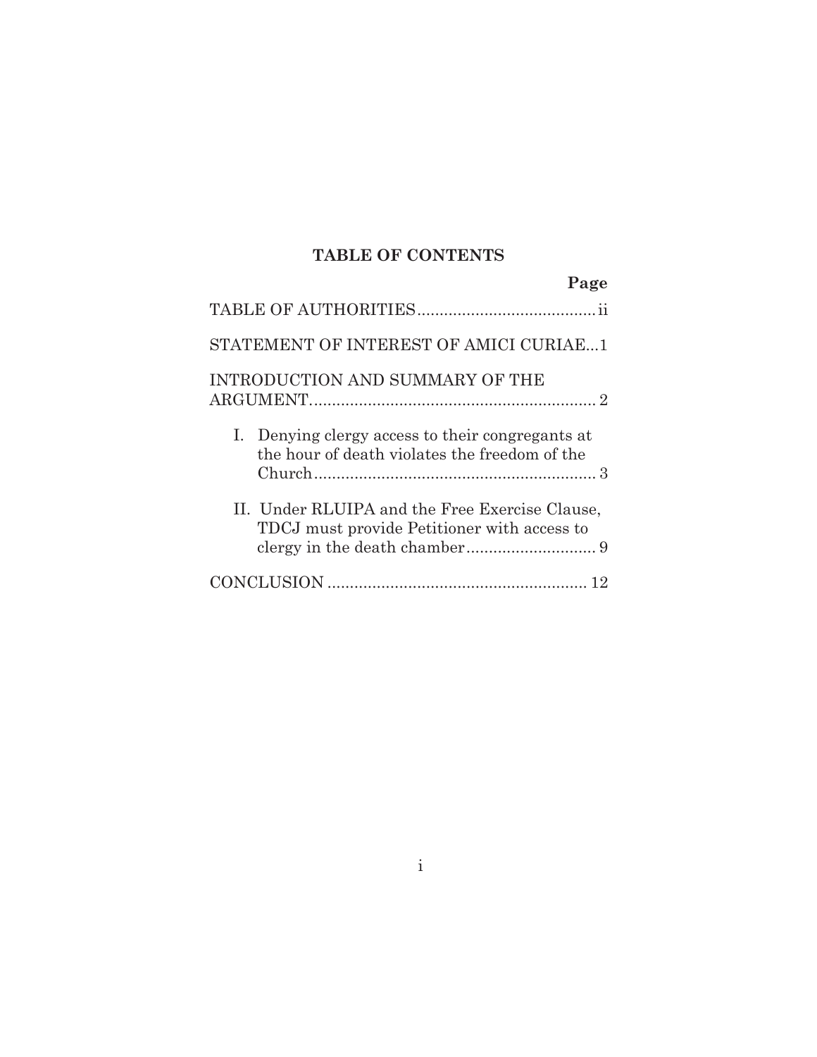## TABLE OF CONTENTS

| | Page |
|---|---|
| TABLE OF AUTHORITIES | ii |
| STATEMENT OF INTEREST OF AMICI CURIAE | 1 |
| INTRODUCTION AND SUMMARY OF THE ARGUMENT | 2 |
| I. Denying clergy access to their congregants at the hour of death violates the freedom of the Church | 3 |
| II. Under RLUIPA and the Free Exercise Clause, TDCJ must provide Petitioner with access to clergy in the death chamber | 9 |
| CONCLUSION | 12 |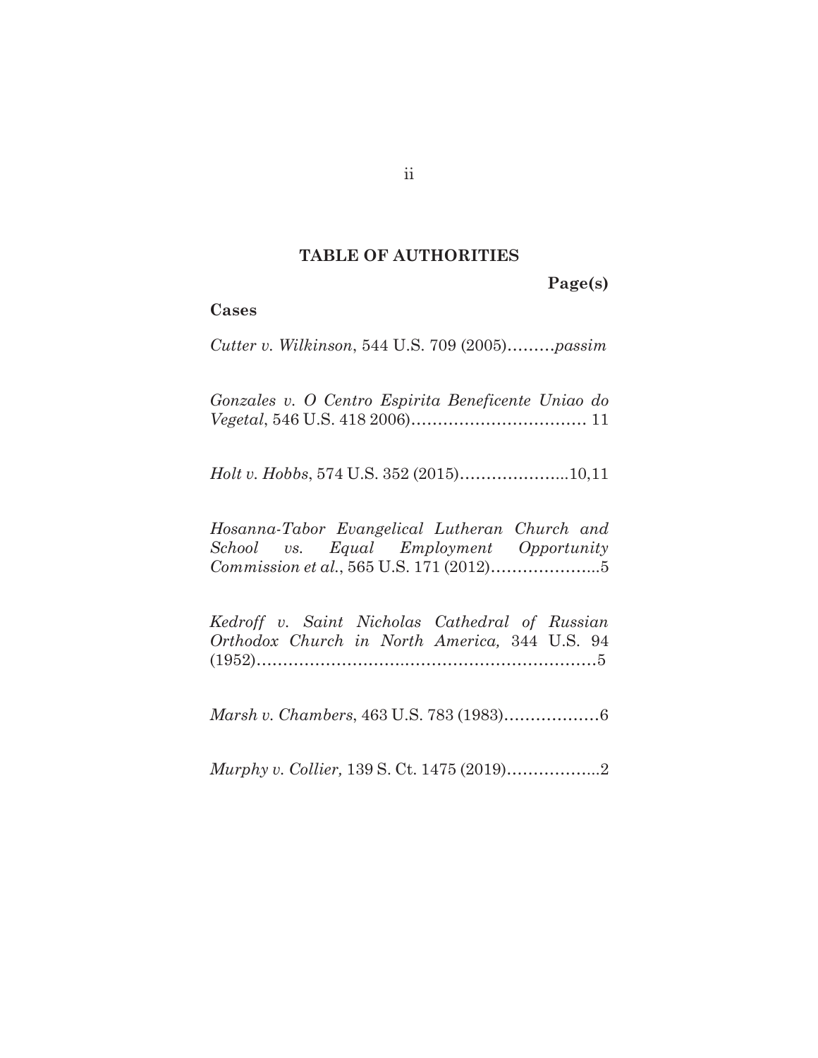## TABLE OF AUTHORITIES

**Page(s)**

**Cases**

*Cutter v. Wilkinson*, 544 U.S. 709 (2005)………*passim*

*Gonzales v. O Centro Espirita Beneficente Uniao do Vegetal*, 546 U.S. 418 2006)…………………………… 11

*Holt v. Hobbs*, 574 U.S. 352 (2015)………………...10,11

*Hosanna-Tabor Evangelical Lutheran Church and School vs. Equal Employment Opportunity Commission et al.*, 565 U.S. 171 (2012)………………...5

*Kedroff v. Saint Nicholas Cathedral of Russian Orthodox Church in North America,* 344 U.S. 94 (1952)…………………………………………………………5

*Marsh v. Chambers*, 463 U.S. 783 (1983)………………6

*Murphy v. Collier,* 139 S. Ct. 1475 (2019)……………...2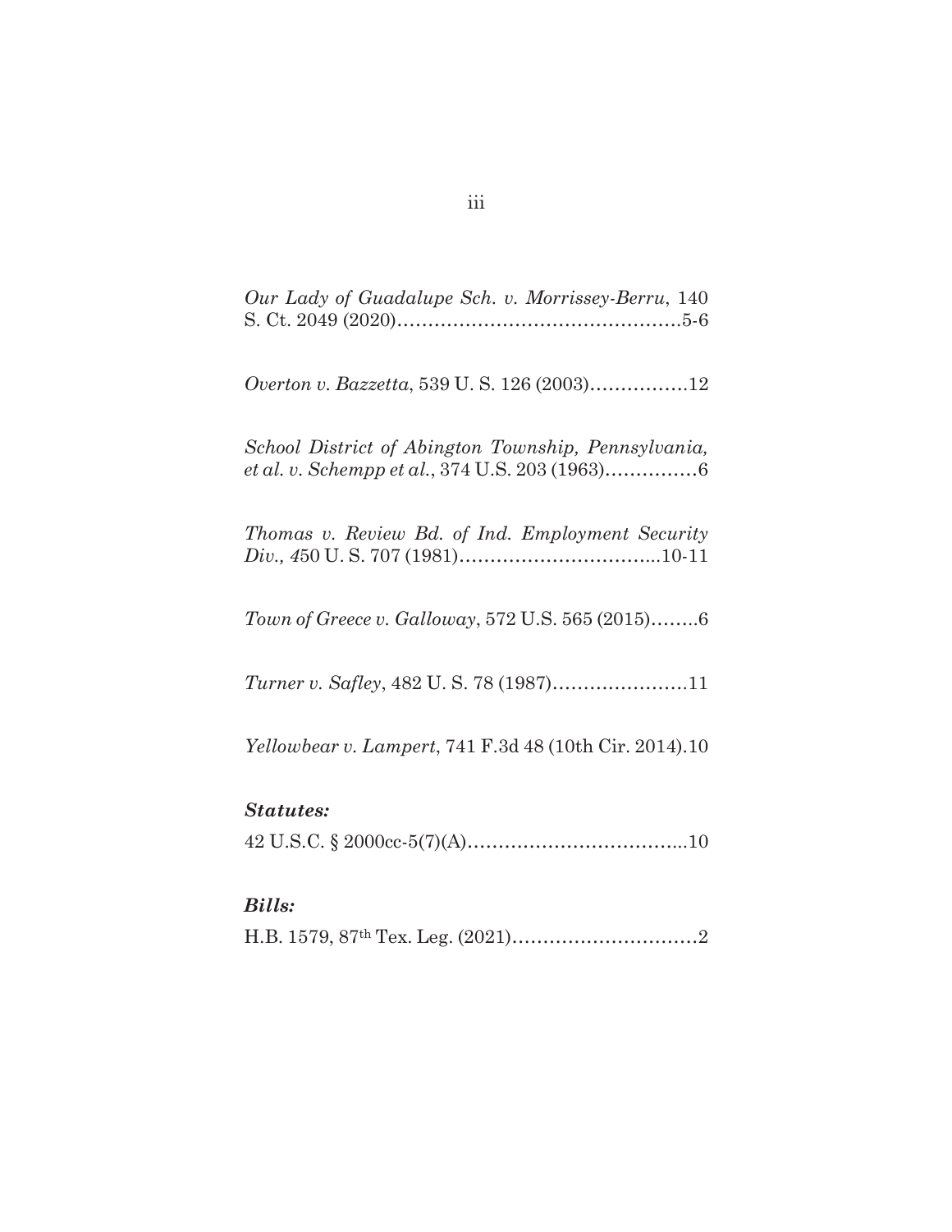*Our Lady of Guadalupe Sch. v. Morrissey-Berru*, 140 S. Ct. 2049 (2020)……………………………………….5-6

*Overton v. Bazzetta*, 539 U. S. 126 (2003)…………….12

*School District of Abington Township, Pennsylvania, et al. v. Schempp et al.*, 374 U.S. 203 (1963)……………6

*Thomas v. Review Bd. of Ind. Employment Security Div., 4*50 U. S. 707 (1981)…………………………..10-11

*Town of Greece v. Galloway*, 572 U.S. 565 (2015)……..6

*Turner v. Safley*, 482 U. S. 78 (1987)………………….11

*Yellowbear v. Lampert*, 741 F.3d 48 (10th Cir. 2014).10

***Statutes:***

42 U.S.C. § 2000cc-5(7)(A)……………………………..10

***Bills:***

H.B. 1579, 87th Tex. Leg. (2021)…………………………2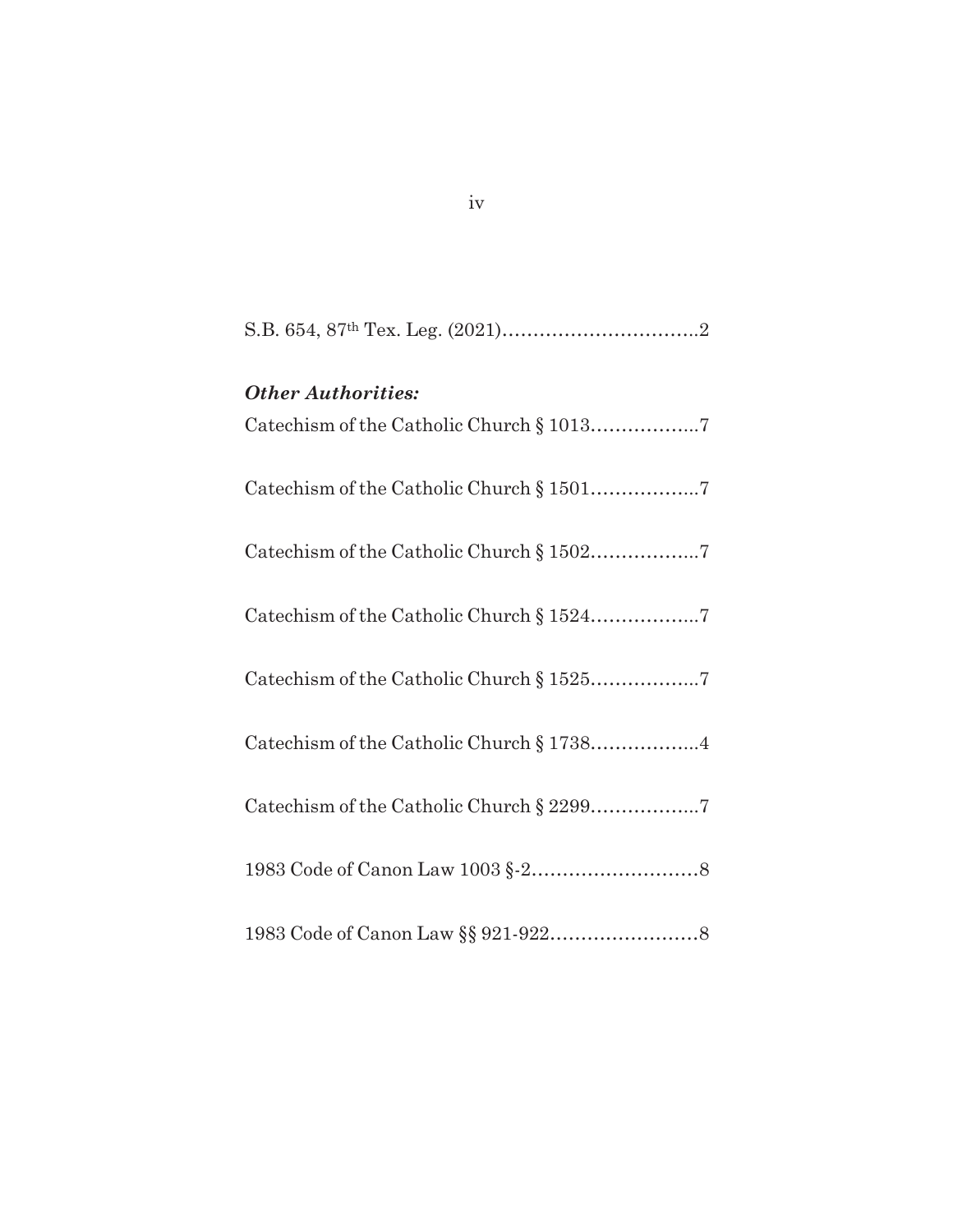S.B. 654, 87th Tex. Leg. (2021)…………………………..2

***Other Authorities:***

Catechism of the Catholic Church § 1013……………...7

Catechism of the Catholic Church § 1501……………...7

Catechism of the Catholic Church § 1502……………...7

Catechism of the Catholic Church § 1524……………...7

Catechism of the Catholic Church § 1525……………...7

Catechism of the Catholic Church § 1738……………...4

Catechism of the Catholic Church § 2299……………...7

1983 Code of Canon Law 1003 §-2………………………8

1983 Code of Canon Law §§ 921-922……………………8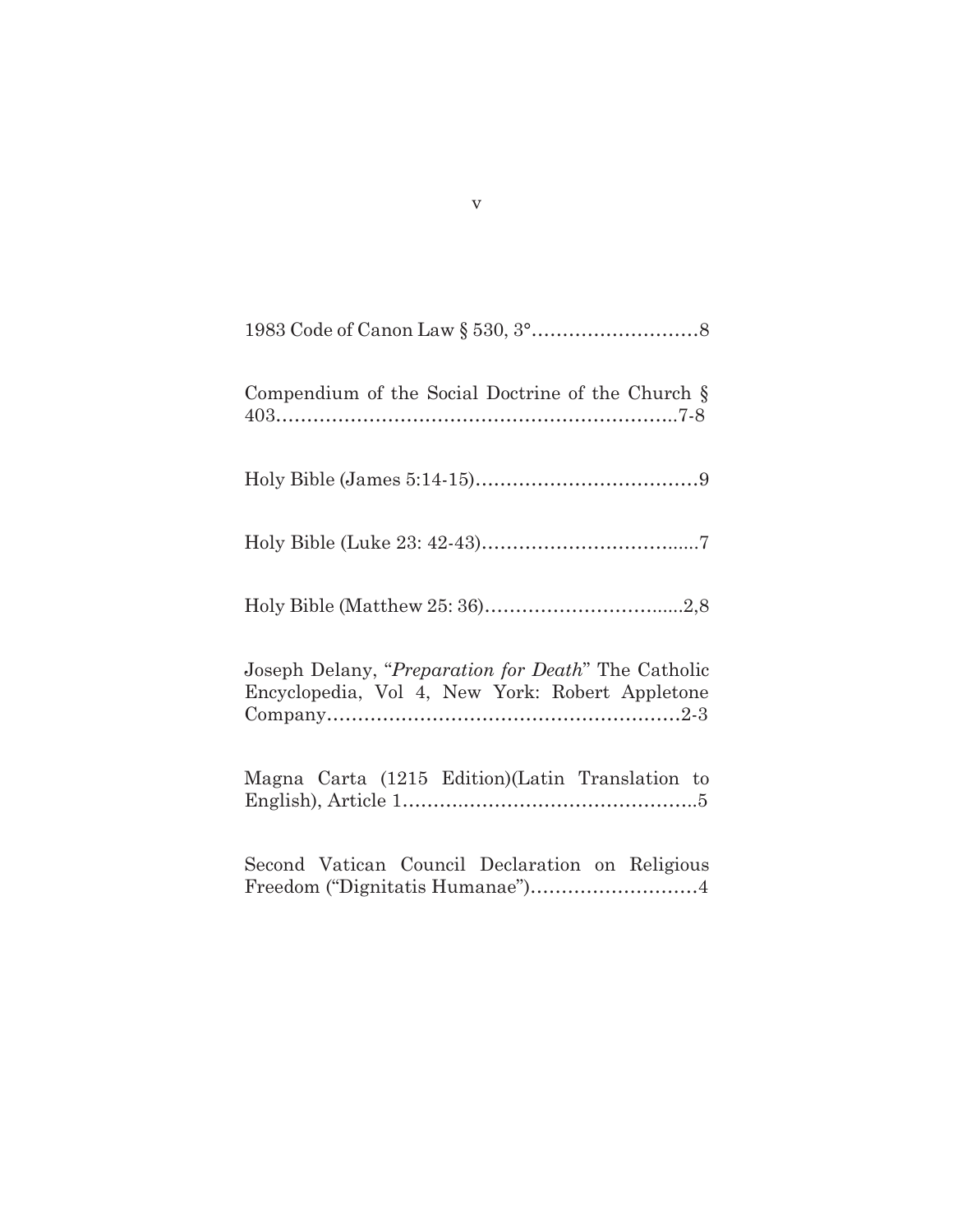1983 Code of Canon Law § 530, 3°………………………8

Compendium of the Social Doctrine of the Church § 403………………………………………………………..7-8

Holy Bible (James 5:14-15)………………………………9

Holy Bible (Luke 23: 42-43)……………………………...7

Holy Bible (Matthew 25: 36)…………………………....2,8

Joseph Delany, "*Preparation for Death*" The Catholic Encyclopedia, Vol 4, New York: Robert Appletone Company…………………………………………………2-3

Magna Carta (1215 Edition)(Latin Translation to English), Article 1………………………………………..5

Second Vatican Council Declaration on Religious Freedom ("Dignitatis Humanae")………………………4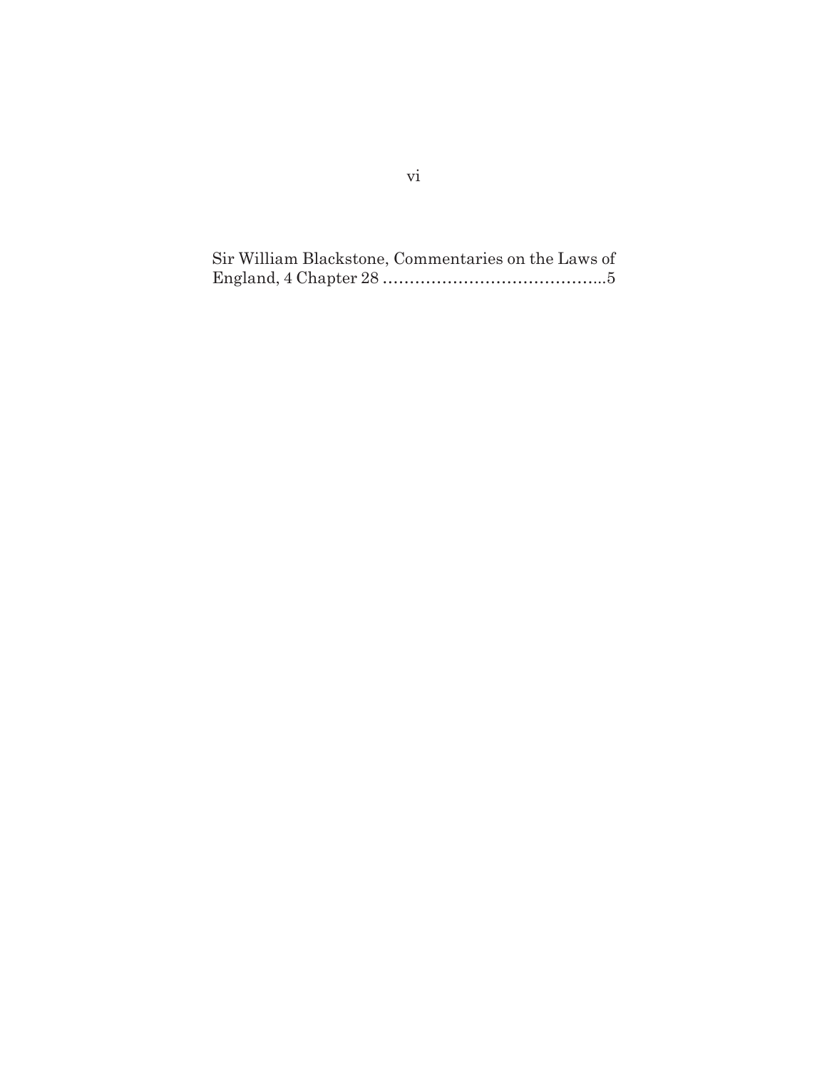Sir William Blackstone, Commentaries on the Laws of England, 4 Chapter 28 .........................................5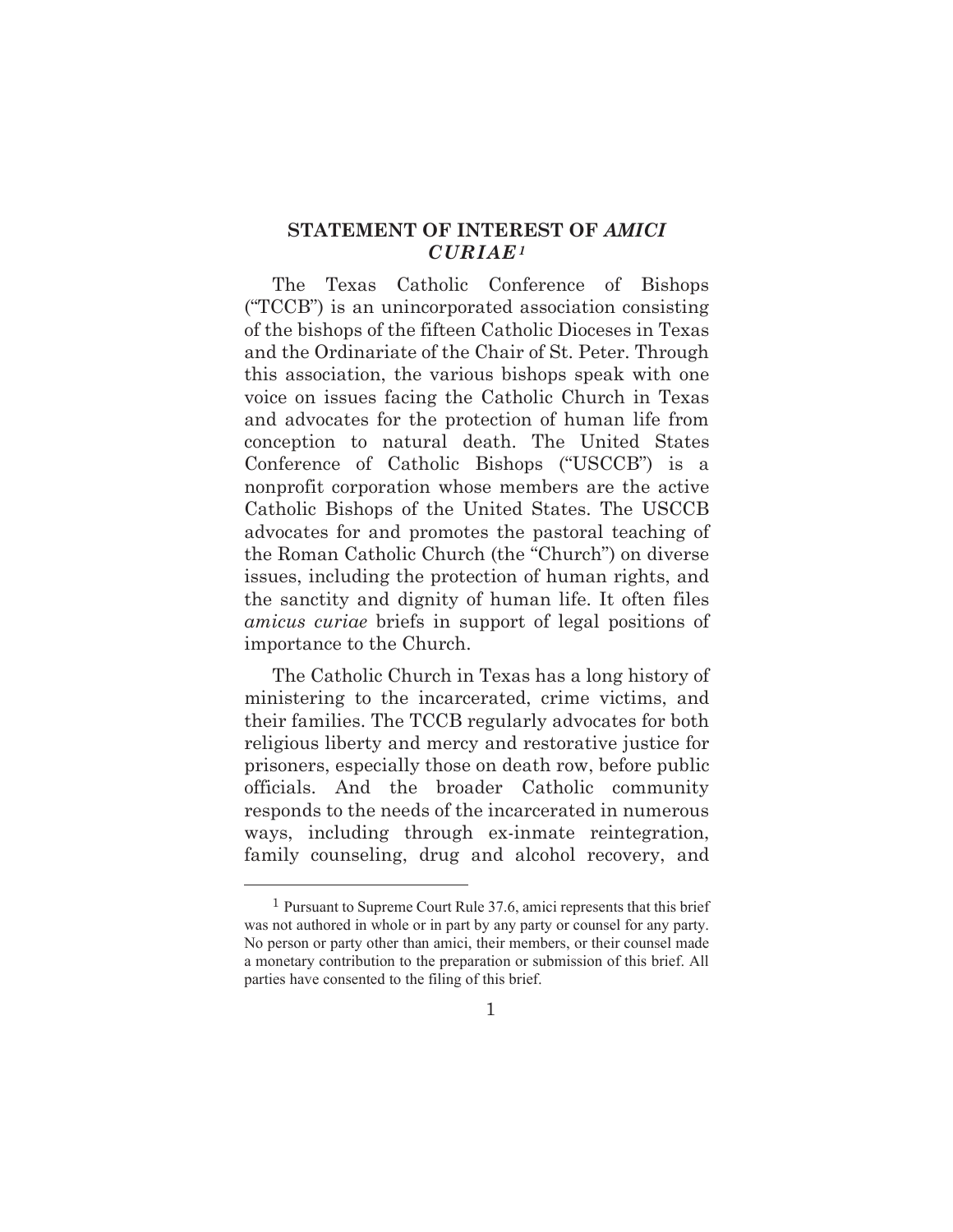## STATEMENT OF INTEREST OF *AMICI CURIAE*[1]

The Texas Catholic Conference of Bishops ("TCCB") is an unincorporated association consisting of the bishops of the fifteen Catholic Dioceses in Texas and the Ordinariate of the Chair of St. Peter. Through this association, the various bishops speak with one voice on issues facing the Catholic Church in Texas and advocates for the protection of human life from conception to natural death. The United States Conference of Catholic Bishops ("USCCB") is a nonprofit corporation whose members are the active Catholic Bishops of the United States. The USCCB advocates for and promotes the pastoral teaching of the Roman Catholic Church (the "Church") on diverse issues, including the protection of human rights, and the sanctity and dignity of human life. It often files *amicus curiae* briefs in support of legal positions of importance to the Church.

The Catholic Church in Texas has a long history of ministering to the incarcerated, crime victims, and their families. The TCCB regularly advocates for both religious liberty and mercy and restorative justice for prisoners, especially those on death row, before public officials. And the broader Catholic community responds to the needs of the incarcerated in numerous ways, including through ex-inmate reintegration, family counseling, drug and alcohol recovery, and

---

[1] Pursuant to Supreme Court Rule 37.6, amici represents that this brief was not authored in whole or in part by any party or counsel for any party. No person or party other than amici, their members, or their counsel made a monetary contribution to the preparation or submission of this brief. All parties have consented to the filing of this brief.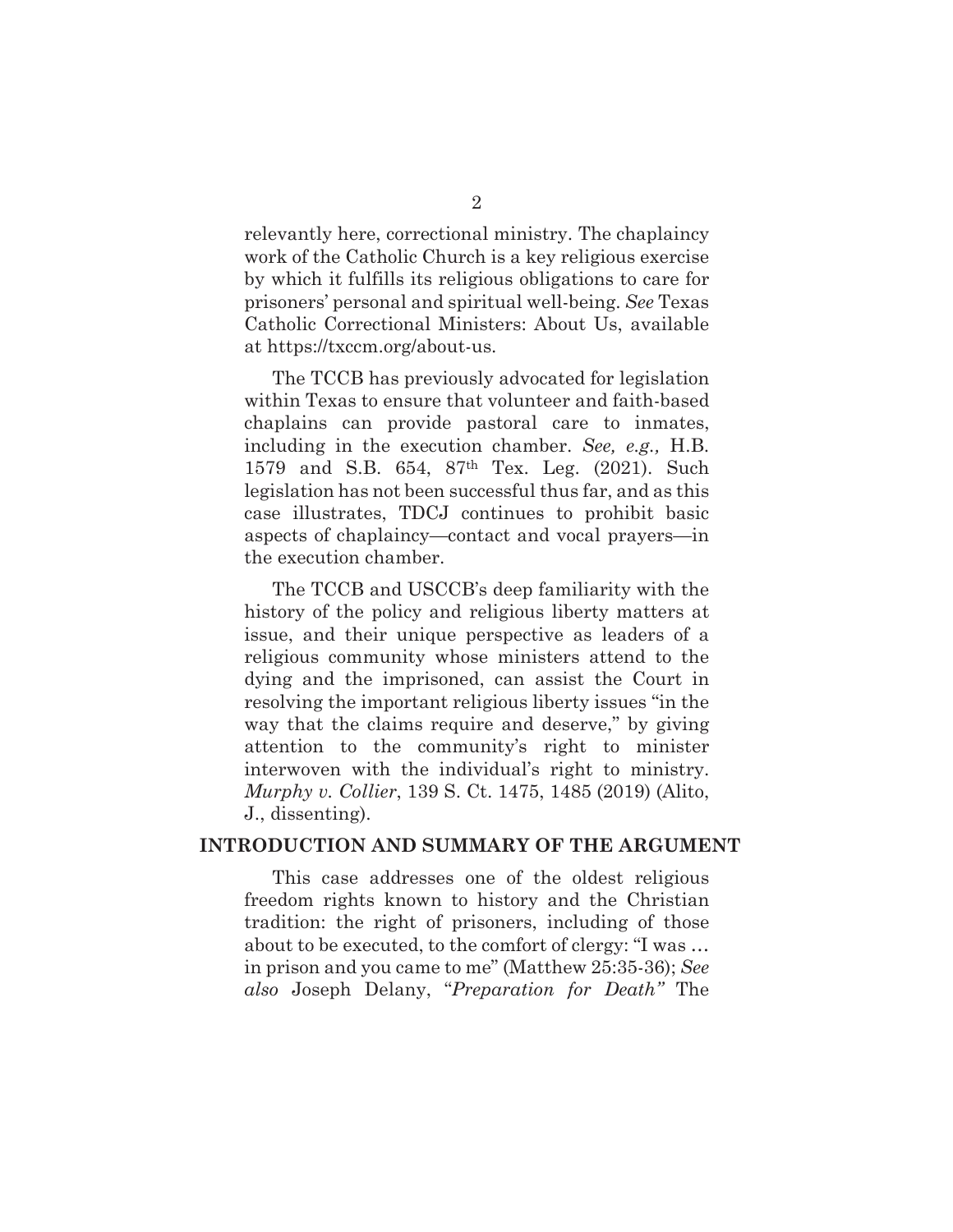relevantly here, correctional ministry. The chaplaincy work of the Catholic Church is a key religious exercise by which it fulfills its religious obligations to care for prisoners' personal and spiritual well-being. *See* Texas Catholic Correctional Ministers: About Us, available at https://txccm.org/about-us.

The TCCB has previously advocated for legislation within Texas to ensure that volunteer and faith-based chaplains can provide pastoral care to inmates, including in the execution chamber. *See, e.g.,* H.B. 1579 and S.B. 654, 87th Tex. Leg. (2021). Such legislation has not been successful thus far, and as this case illustrates, TDCJ continues to prohibit basic aspects of chaplaincy—contact and vocal prayers—in the execution chamber.

The TCCB and USCCB's deep familiarity with the history of the policy and religious liberty matters at issue, and their unique perspective as leaders of a religious community whose ministers attend to the dying and the imprisoned, can assist the Court in resolving the important religious liberty issues "in the way that the claims require and deserve," by giving attention to the community's right to minister interwoven with the individual's right to ministry. *Murphy v. Collier*, 139 S. Ct. 1475, 1485 (2019) (Alito, J., dissenting).

## INTRODUCTION AND SUMMARY OF THE ARGUMENT

This case addresses one of the oldest religious freedom rights known to history and the Christian tradition: the right of prisoners, including of those about to be executed, to the comfort of clergy: "I was … in prison and you came to me" (Matthew 25:35-36); *See also* Joseph Delany, "*Preparation for Death"* The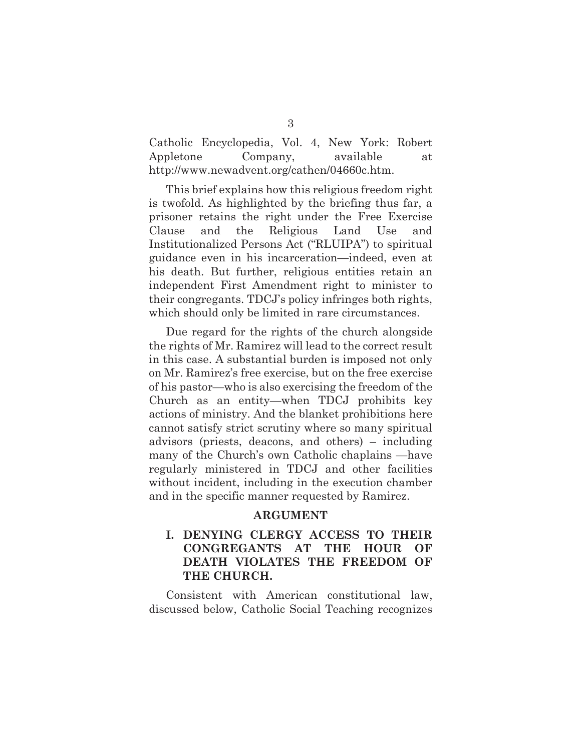Catholic Encyclopedia, Vol. 4, New York: Robert Appletone Company, available at http://www.newadvent.org/cathen/04660c.htm.

This brief explains how this religious freedom right is twofold. As highlighted by the briefing thus far, a prisoner retains the right under the Free Exercise Clause and the Religious Land Use and Institutionalized Persons Act ("RLUIPA") to spiritual guidance even in his incarceration—indeed, even at his death. But further, religious entities retain an independent First Amendment right to minister to their congregants. TDCJ's policy infringes both rights, which should only be limited in rare circumstances.

Due regard for the rights of the church alongside the rights of Mr. Ramirez will lead to the correct result in this case. A substantial burden is imposed not only on Mr. Ramirez's free exercise, but on the free exercise of his pastor—who is also exercising the freedom of the Church as an entity—when TDCJ prohibits key actions of ministry. And the blanket prohibitions here cannot satisfy strict scrutiny where so many spiritual advisors (priests, deacons, and others) – including many of the Church's own Catholic chaplains —have regularly ministered in TDCJ and other facilities without incident, including in the execution chamber and in the specific manner requested by Ramirez.

## ARGUMENT

### I. DENYING CLERGY ACCESS TO THEIR CONGREGANTS AT THE HOUR OF DEATH VIOLATES THE FREEDOM OF THE CHURCH.

Consistent with American constitutional law, discussed below, Catholic Social Teaching recognizes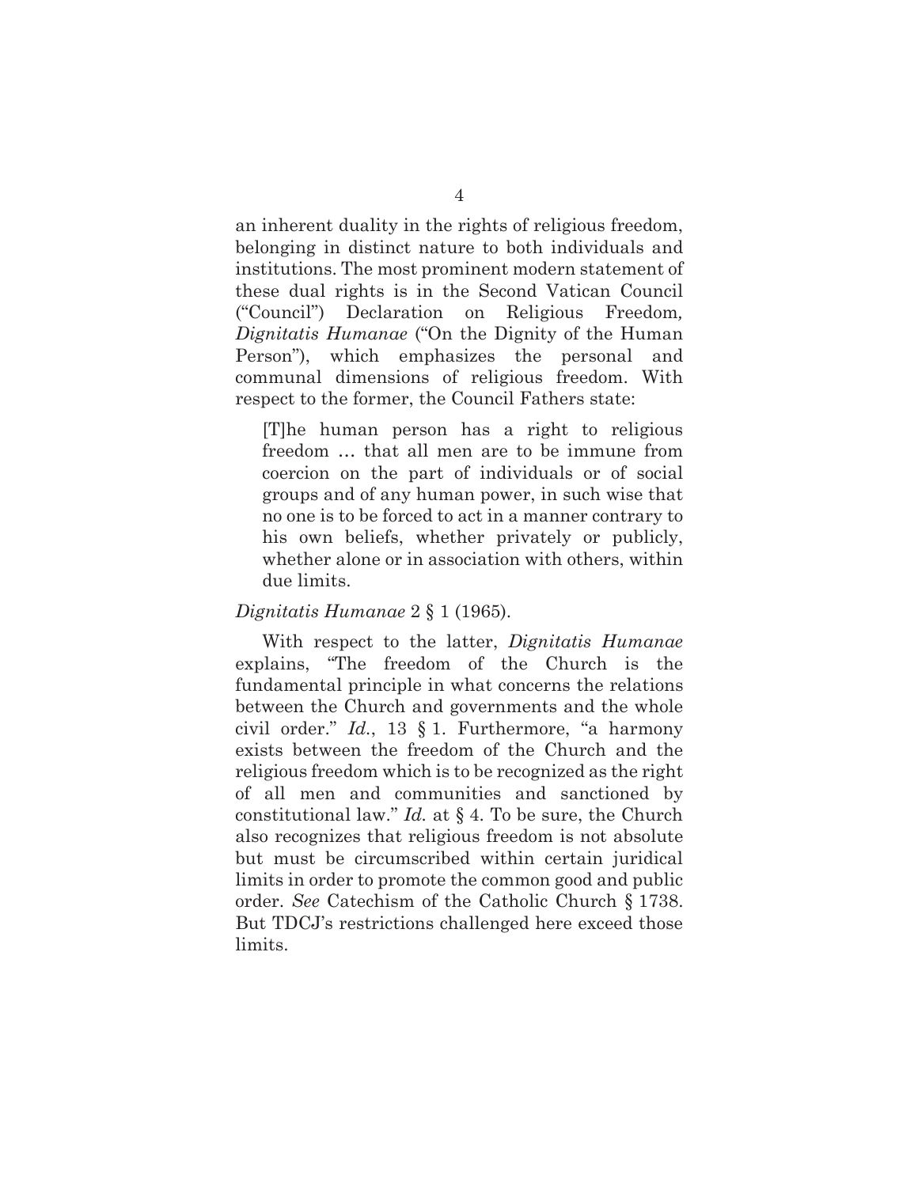an inherent duality in the rights of religious freedom, belonging in distinct nature to both individuals and institutions. The most prominent modern statement of these dual rights is in the Second Vatican Council ("Council") Declaration on Religious Freedom, *Dignitatis Humanae* ("On the Dignity of the Human Person"), which emphasizes the personal and communal dimensions of religious freedom. With respect to the former, the Council Fathers state:

> [T]he human person has a right to religious freedom … that all men are to be immune from coercion on the part of individuals or of social groups and of any human power, in such wise that no one is to be forced to act in a manner contrary to his own beliefs, whether privately or publicly, whether alone or in association with others, within due limits.

*Dignitatis Humanae* 2 § 1 (1965).

With respect to the latter, *Dignitatis Humanae* explains, "The freedom of the Church is the fundamental principle in what concerns the relations between the Church and governments and the whole civil order." *Id.*, 13 § 1. Furthermore, "a harmony exists between the freedom of the Church and the religious freedom which is to be recognized as the right of all men and communities and sanctioned by constitutional law." *Id.* at § 4. To be sure, the Church also recognizes that religious freedom is not absolute but must be circumscribed within certain juridical limits in order to promote the common good and public order. *See* Catechism of the Catholic Church § 1738. But TDCJ's restrictions challenged here exceed those limits.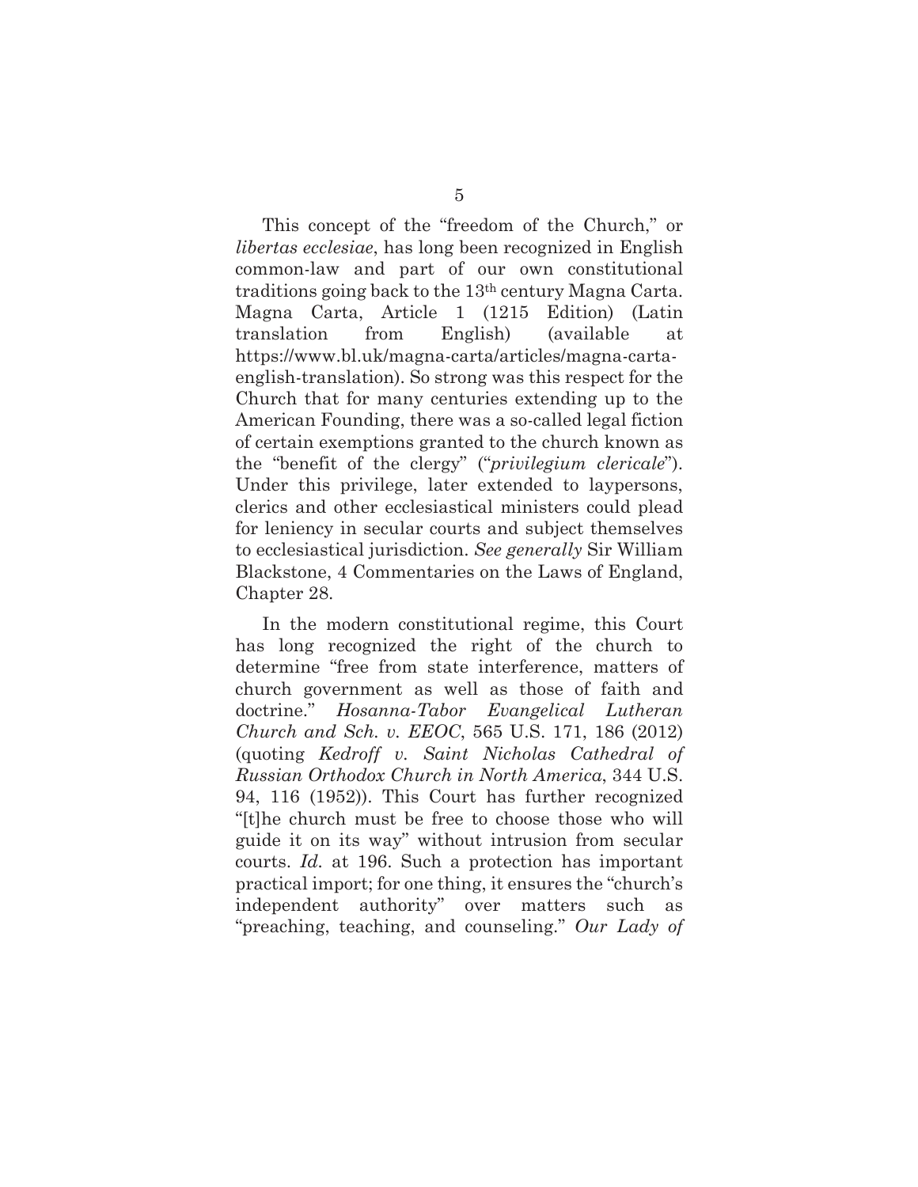This concept of the "freedom of the Church," or *libertas ecclesiae*, has long been recognized in English common-law and part of our own constitutional traditions going back to the 13th century Magna Carta. Magna Carta, Article 1 (1215 Edition) (Latin translation from English) (available at https://www.bl.uk/magna-carta/articles/magna-carta-english-translation). So strong was this respect for the Church that for many centuries extending up to the American Founding, there was a so-called legal fiction of certain exemptions granted to the church known as the "benefit of the clergy" ("*privilegium clericale*"). Under this privilege, later extended to laypersons, clerics and other ecclesiastical ministers could plead for leniency in secular courts and subject themselves to ecclesiastical jurisdiction. *See generally* Sir William Blackstone, 4 Commentaries on the Laws of England, Chapter 28.

In the modern constitutional regime, this Court has long recognized the right of the church to determine "free from state interference, matters of church government as well as those of faith and doctrine." *Hosanna-Tabor Evangelical Lutheran Church and Sch. v. EEOC*, 565 U.S. 171, 186 (2012) (quoting *Kedroff v. Saint Nicholas Cathedral of Russian Orthodox Church in North America*, 344 U.S. 94, 116 (1952)). This Court has further recognized "[t]he church must be free to choose those who will guide it on its way" without intrusion from secular courts. *Id.* at 196. Such a protection has important practical import; for one thing, it ensures the "church's independent authority" over matters such as "preaching, teaching, and counseling." *Our Lady of*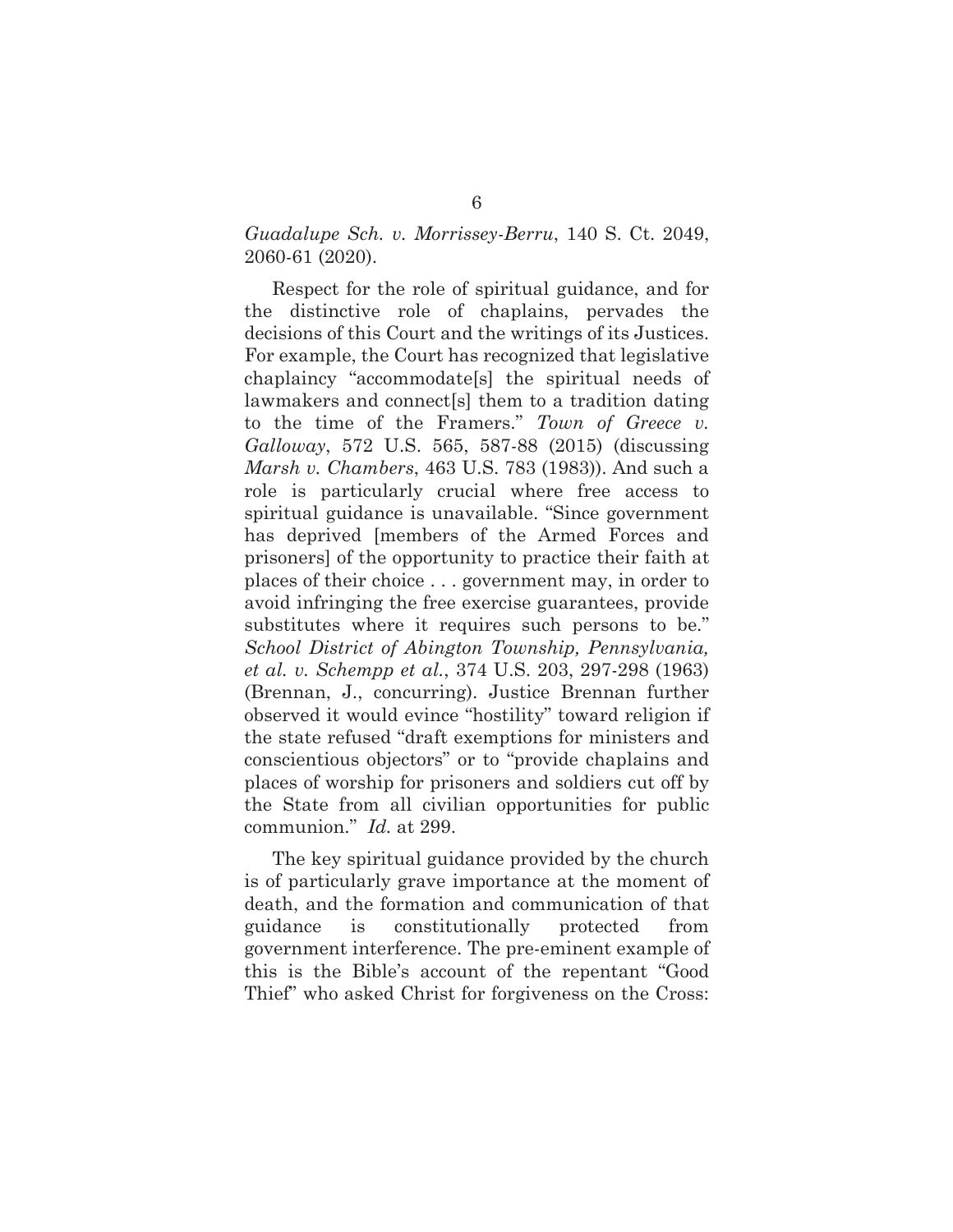*Guadalupe Sch. v. Morrissey-Berru*, 140 S. Ct. 2049, 2060-61 (2020).

Respect for the role of spiritual guidance, and for the distinctive role of chaplains, pervades the decisions of this Court and the writings of its Justices. For example, the Court has recognized that legislative chaplaincy "accommodate[s] the spiritual needs of lawmakers and connect[s] them to a tradition dating to the time of the Framers." *Town of Greece v. Galloway*, 572 U.S. 565, 587-88 (2015) (discussing *Marsh v. Chambers*, 463 U.S. 783 (1983)). And such a role is particularly crucial where free access to spiritual guidance is unavailable. "Since government has deprived [members of the Armed Forces and prisoners] of the opportunity to practice their faith at places of their choice . . . government may, in order to avoid infringing the free exercise guarantees, provide substitutes where it requires such persons to be." *School District of Abington Township, Pennsylvania, et al. v. Schempp et al.*, 374 U.S. 203, 297-298 (1963) (Brennan, J., concurring). Justice Brennan further observed it would evince "hostility" toward religion if the state refused "draft exemptions for ministers and conscientious objectors" or to "provide chaplains and places of worship for prisoners and soldiers cut off by the State from all civilian opportunities for public communion." *Id.* at 299.

The key spiritual guidance provided by the church is of particularly grave importance at the moment of death, and the formation and communication of that guidance is constitutionally protected from government interference. The pre-eminent example of this is the Bible's account of the repentant "Good Thief" who asked Christ for forgiveness on the Cross: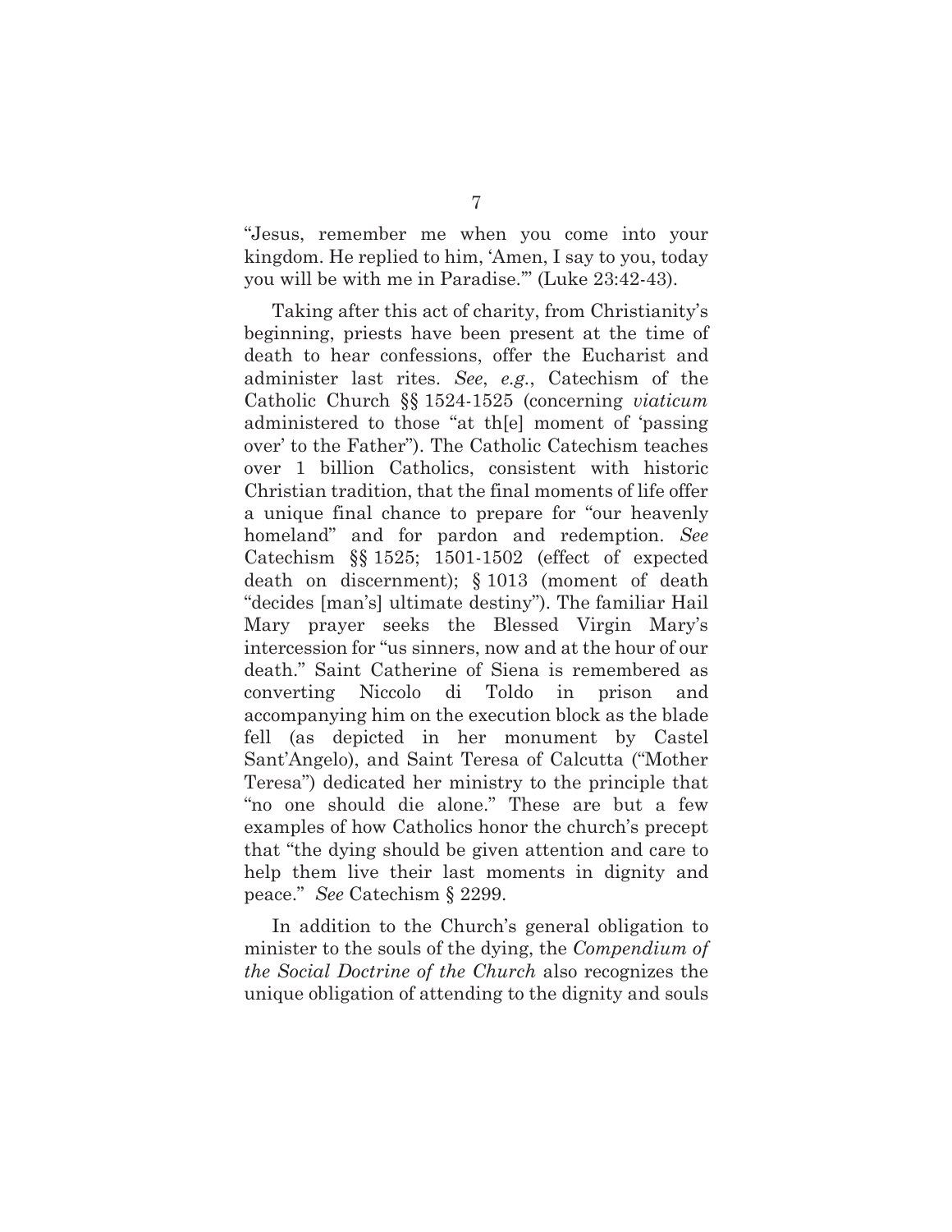"Jesus, remember me when you come into your kingdom. He replied to him, 'Amen, I say to you, today you will be with me in Paradise.'" (Luke 23:42-43).

Taking after this act of charity, from Christianity's beginning, priests have been present at the time of death to hear confessions, offer the Eucharist and administer last rites. *See*, *e.g.*, Catechism of the Catholic Church §§ 1524-1525 (concerning *viaticum* administered to those "at th[e] moment of 'passing over' to the Father"). The Catholic Catechism teaches over 1 billion Catholics, consistent with historic Christian tradition, that the final moments of life offer a unique final chance to prepare for "our heavenly homeland" and for pardon and redemption. *See* Catechism §§ 1525; 1501-1502 (effect of expected death on discernment); § 1013 (moment of death "decides [man's] ultimate destiny"). The familiar Hail Mary prayer seeks the Blessed Virgin Mary's intercession for "us sinners, now and at the hour of our death." Saint Catherine of Siena is remembered as converting Niccolo di Toldo in prison and accompanying him on the execution block as the blade fell (as depicted in her monument by Castel Sant'Angelo), and Saint Teresa of Calcutta ("Mother Teresa") dedicated her ministry to the principle that "no one should die alone." These are but a few examples of how Catholics honor the church's precept that "the dying should be given attention and care to help them live their last moments in dignity and peace." *See* Catechism § 2299.

In addition to the Church's general obligation to minister to the souls of the dying, the *Compendium of the Social Doctrine of the Church* also recognizes the unique obligation of attending to the dignity and souls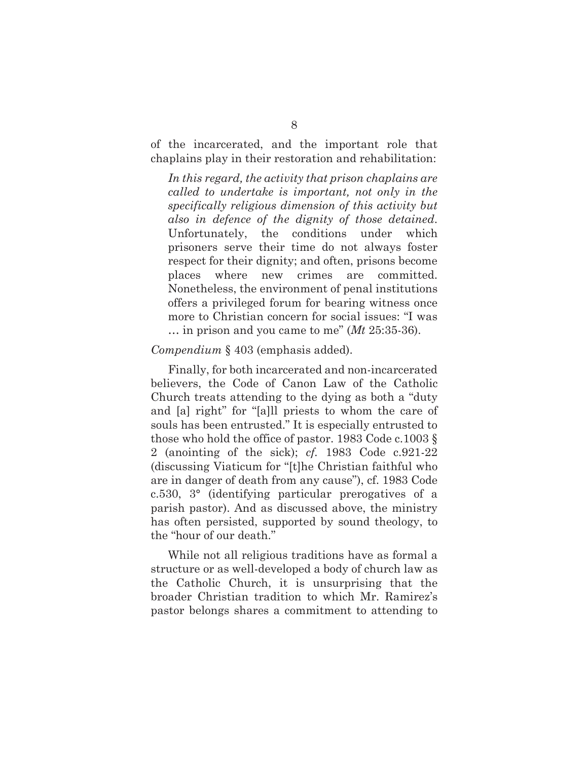of the incarcerated, and the important role that chaplains play in their restoration and rehabilitation:

> *In this regard, the activity that prison chaplains are called to undertake is important, not only in the specifically religious dimension of this activity but also in defence of the dignity of those detained.* Unfortunately, the conditions under which prisoners serve their time do not always foster respect for their dignity; and often, prisons become places where new crimes are committed. Nonetheless, the environment of penal institutions offers a privileged forum for bearing witness once more to Christian concern for social issues: "I was … in prison and you came to me" (*Mt* 25:35-36).

*Compendium* § 403 (emphasis added).

Finally, for both incarcerated and non-incarcerated believers, the Code of Canon Law of the Catholic Church treats attending to the dying as both a "duty and [a] right" for "[a]ll priests to whom the care of souls has been entrusted." It is especially entrusted to those who hold the office of pastor. 1983 Code c.1003 § 2 (anointing of the sick); *cf.* 1983 Code c.921-22 (discussing Viaticum for "[t]he Christian faithful who are in danger of death from any cause"), cf. 1983 Code c.530, 3° (identifying particular prerogatives of a parish pastor). And as discussed above, the ministry has often persisted, supported by sound theology, to the "hour of our death."

While not all religious traditions have as formal a structure or as well-developed a body of church law as the Catholic Church, it is unsurprising that the broader Christian tradition to which Mr. Ramirez's pastor belongs shares a commitment to attending to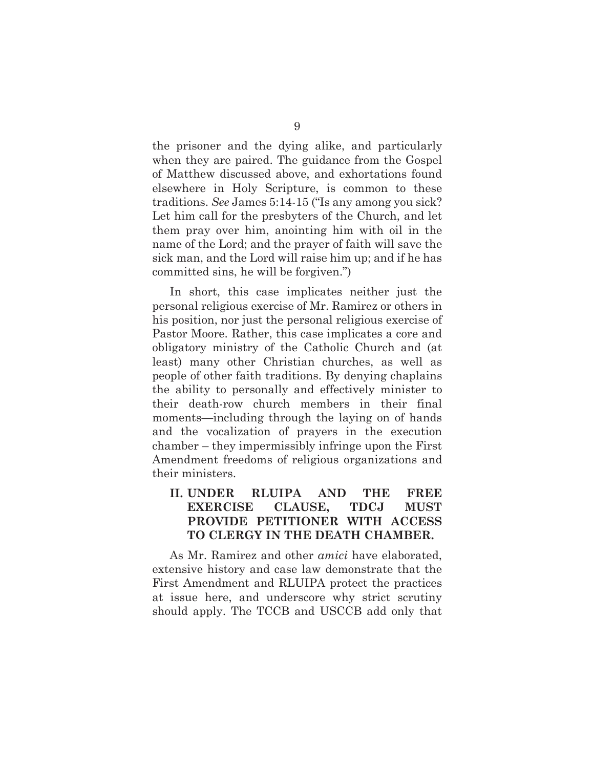the prisoner and the dying alike, and particularly when they are paired. The guidance from the Gospel of Matthew discussed above, and exhortations found elsewhere in Holy Scripture, is common to these traditions. *See* James 5:14-15 ("Is any among you sick? Let him call for the presbyters of the Church, and let them pray over him, anointing him with oil in the name of the Lord; and the prayer of faith will save the sick man, and the Lord will raise him up; and if he has committed sins, he will be forgiven.")

In short, this case implicates neither just the personal religious exercise of Mr. Ramirez or others in his position, nor just the personal religious exercise of Pastor Moore. Rather, this case implicates a core and obligatory ministry of the Catholic Church and (at least) many other Christian churches, as well as people of other faith traditions. By denying chaplains the ability to personally and effectively minister to their death-row church members in their final moments—including through the laying on of hands and the vocalization of prayers in the execution chamber – they impermissibly infringe upon the First Amendment freedoms of religious organizations and their ministers.

## II. UNDER RLUIPA AND THE FREE EXERCISE CLAUSE, TDCJ MUST PROVIDE PETITIONER WITH ACCESS TO CLERGY IN THE DEATH CHAMBER.

As Mr. Ramirez and other *amici* have elaborated, extensive history and case law demonstrate that the First Amendment and RLUIPA protect the practices at issue here, and underscore why strict scrutiny should apply. The TCCB and USCCB add only that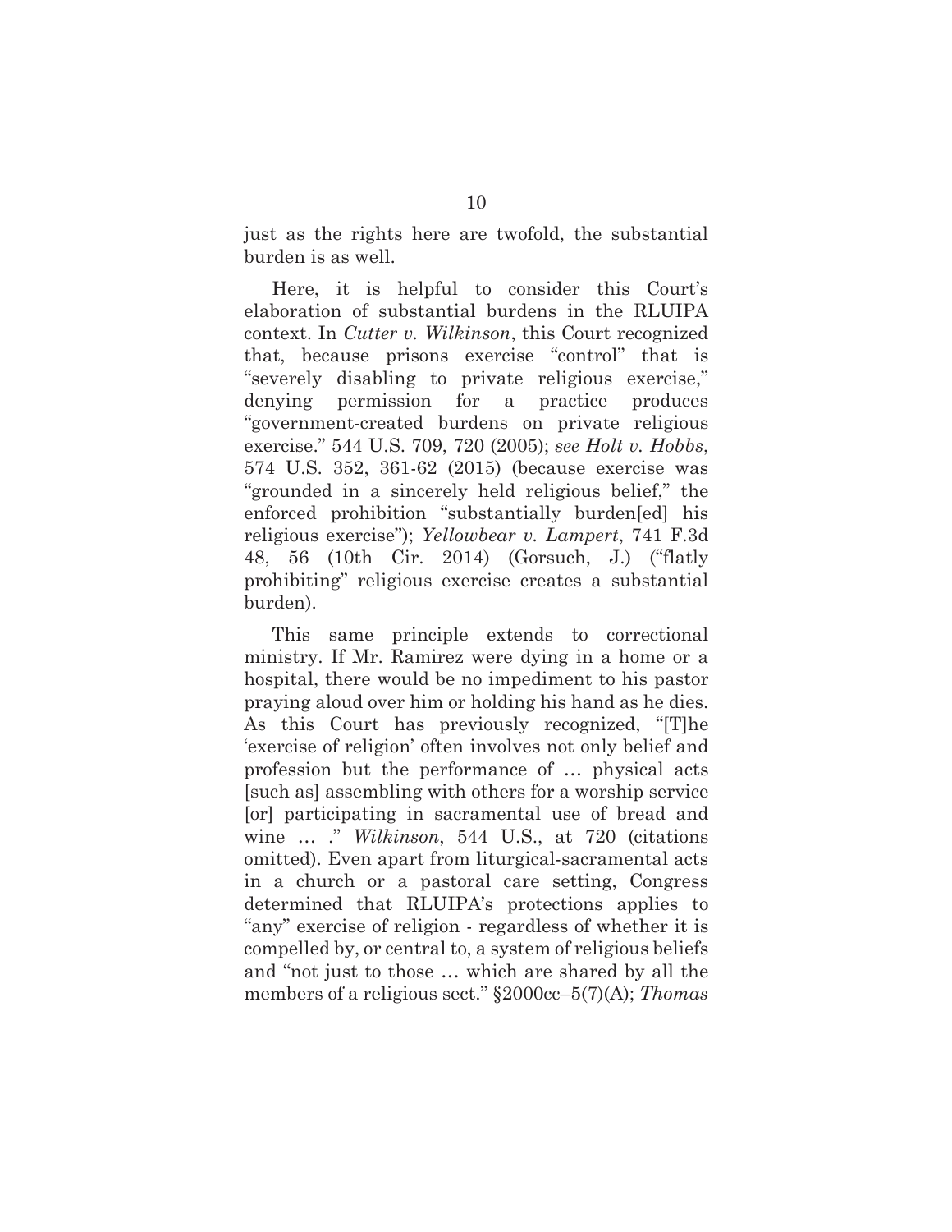just as the rights here are twofold, the substantial burden is as well.

Here, it is helpful to consider this Court's elaboration of substantial burdens in the RLUIPA context. In *Cutter v. Wilkinson*, this Court recognized that, because prisons exercise "control" that is "severely disabling to private religious exercise," denying permission for a practice produces "government-created burdens on private religious exercise." 544 U.S. 709, 720 (2005); *see Holt v. Hobbs*, 574 U.S. 352, 361-62 (2015) (because exercise was "grounded in a sincerely held religious belief," the enforced prohibition "substantially burden[ed] his religious exercise"); *Yellowbear v. Lampert*, 741 F.3d 48, 56 (10th Cir. 2014) (Gorsuch, J.) ("flatly prohibiting" religious exercise creates a substantial burden).

This same principle extends to correctional ministry. If Mr. Ramirez were dying in a home or a hospital, there would be no impediment to his pastor praying aloud over him or holding his hand as he dies. As this Court has previously recognized, "[T]he 'exercise of religion' often involves not only belief and profession but the performance of … physical acts [such as] assembling with others for a worship service [or] participating in sacramental use of bread and wine … ." *Wilkinson*, 544 U.S., at 720 (citations omitted). Even apart from liturgical-sacramental acts in a church or a pastoral care setting, Congress determined that RLUIPA's protections applies to "any" exercise of religion - regardless of whether it is compelled by, or central to, a system of religious beliefs and "not just to those … which are shared by all the members of a religious sect." §2000cc–5(7)(A); *Thomas*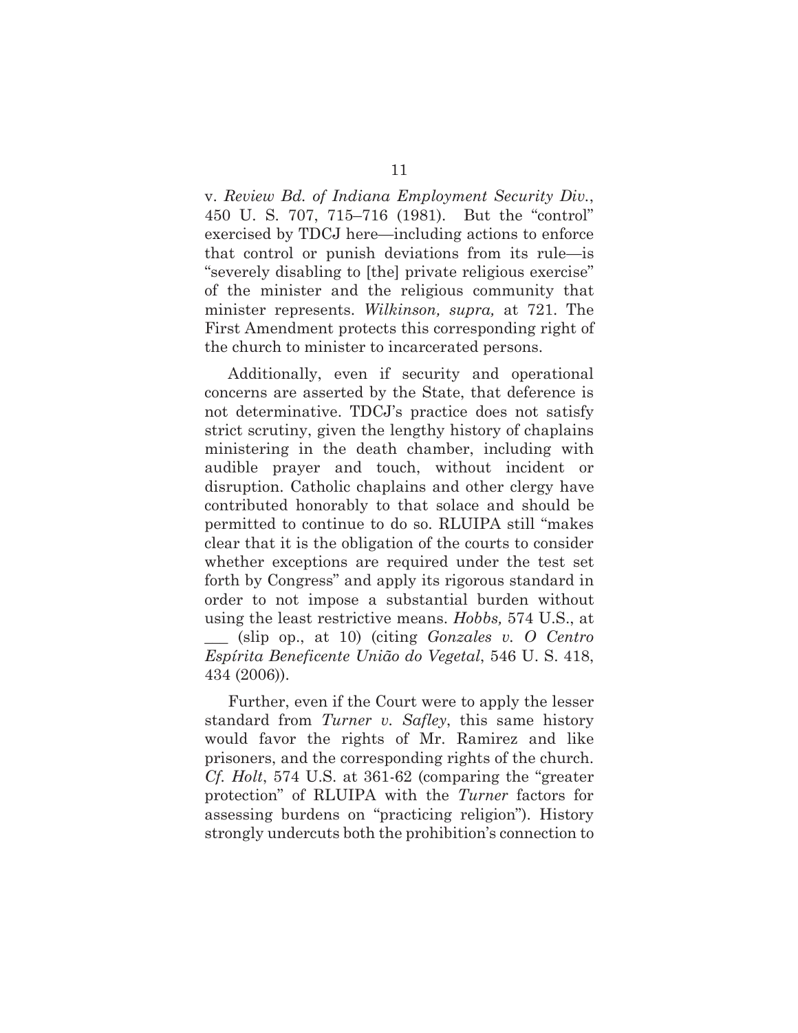v. *Review Bd. of Indiana Employment Security Div.*, 450 U. S. 707, 715–716 (1981). But the "control" exercised by TDCJ here—including actions to enforce that control or punish deviations from its rule—is "severely disabling to [the] private religious exercise" of the minister and the religious community that minister represents. *Wilkinson, supra,* at 721. The First Amendment protects this corresponding right of the church to minister to incarcerated persons.

Additionally, even if security and operational concerns are asserted by the State, that deference is not determinative. TDCJ's practice does not satisfy strict scrutiny, given the lengthy history of chaplains ministering in the death chamber, including with audible prayer and touch, without incident or disruption. Catholic chaplains and other clergy have contributed honorably to that solace and should be permitted to continue to do so. RLUIPA still "makes clear that it is the obligation of the courts to consider whether exceptions are required under the test set forth by Congress" and apply its rigorous standard in order to not impose a substantial burden without using the least restrictive means. *Hobbs,* 574 U.S., at ___ (slip op., at 10) (citing *Gonzales v. O Centro Espírita Beneficente União do Vegetal*, 546 U. S. 418, 434 (2006)).

Further, even if the Court were to apply the lesser standard from *Turner v. Safley*, this same history would favor the rights of Mr. Ramirez and like prisoners, and the corresponding rights of the church. *Cf. Holt*, 574 U.S. at 361-62 (comparing the "greater protection" of RLUIPA with the *Turner* factors for assessing burdens on "practicing religion"). History strongly undercuts both the prohibition's connection to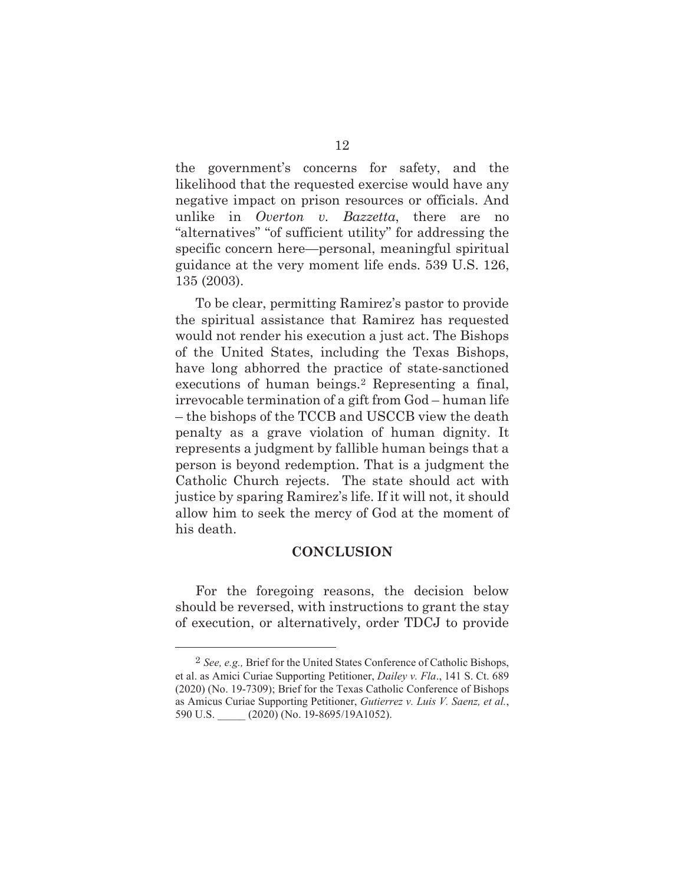the government's concerns for safety, and the likelihood that the requested exercise would have any negative impact on prison resources or officials. And unlike in *Overton v. Bazzetta*, there are no "alternatives" "of sufficient utility" for addressing the specific concern here—personal, meaningful spiritual guidance at the very moment life ends. 539 U.S. 126, 135 (2003).

To be clear, permitting Ramirez's pastor to provide the spiritual assistance that Ramirez has requested would not render his execution a just act. The Bishops of the United States, including the Texas Bishops, have long abhorred the practice of state-sanctioned executions of human beings.[2] Representing a final, irrevocable termination of a gift from God – human life – the bishops of the TCCB and USCCB view the death penalty as a grave violation of human dignity. It represents a judgment by fallible human beings that a person is beyond redemption. That is a judgment the Catholic Church rejects. The state should act with justice by sparing Ramirez's life. If it will not, it should allow him to seek the mercy of God at the moment of his death.

## CONCLUSION

For the foregoing reasons, the decision below should be reversed, with instructions to grant the stay of execution, or alternatively, order TDCJ to provide

---

[2] *See, e.g.,* Brief for the United States Conference of Catholic Bishops, et al. as Amici Curiae Supporting Petitioner, *Dailey v. Fla*., 141 S. Ct. 689 (2020) (No. 19-7309); Brief for the Texas Catholic Conference of Bishops as Amicus Curiae Supporting Petitioner, *Gutierrez v. Luis V. Saenz, et al.*, 590 U.S. _____ (2020) (No. 19-8695/19A1052).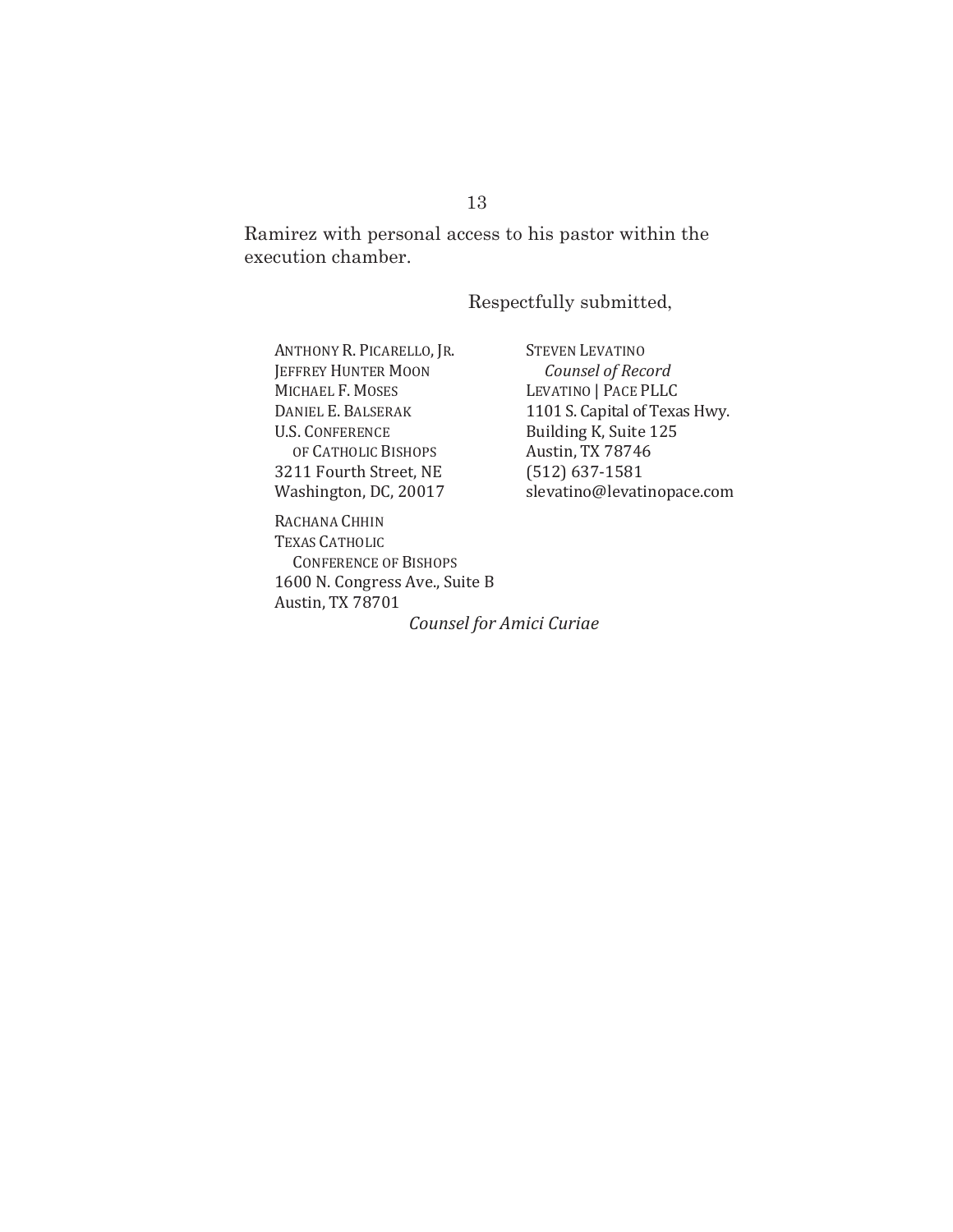Ramirez with personal access to his pastor within the execution chamber.

Respectfully submitted,

ANTHONY R. PICARELLO, JR.
JEFFREY HUNTER MOON
MICHAEL F. MOSES
DANIEL E. BALSERAK
U.S. CONFERENCE
OF CATHOLIC BISHOPS
3211 Fourth Street, NE
Washington, DC, 20017

RACHANA CHHIN
TEXAS CATHOLIC
CONFERENCE OF BISHOPS
1600 N. Congress Ave., Suite B
Austin, TX 78701

STEVEN LEVATINO
*Counsel of Record*
LEVATINO | PACE PLLC
1101 S. Capital of Texas Hwy.
Building K, Suite 125
Austin, TX 78746
(512) 637-1581
slevatino@levatinopace.com

*Counsel for Amici Curiae*